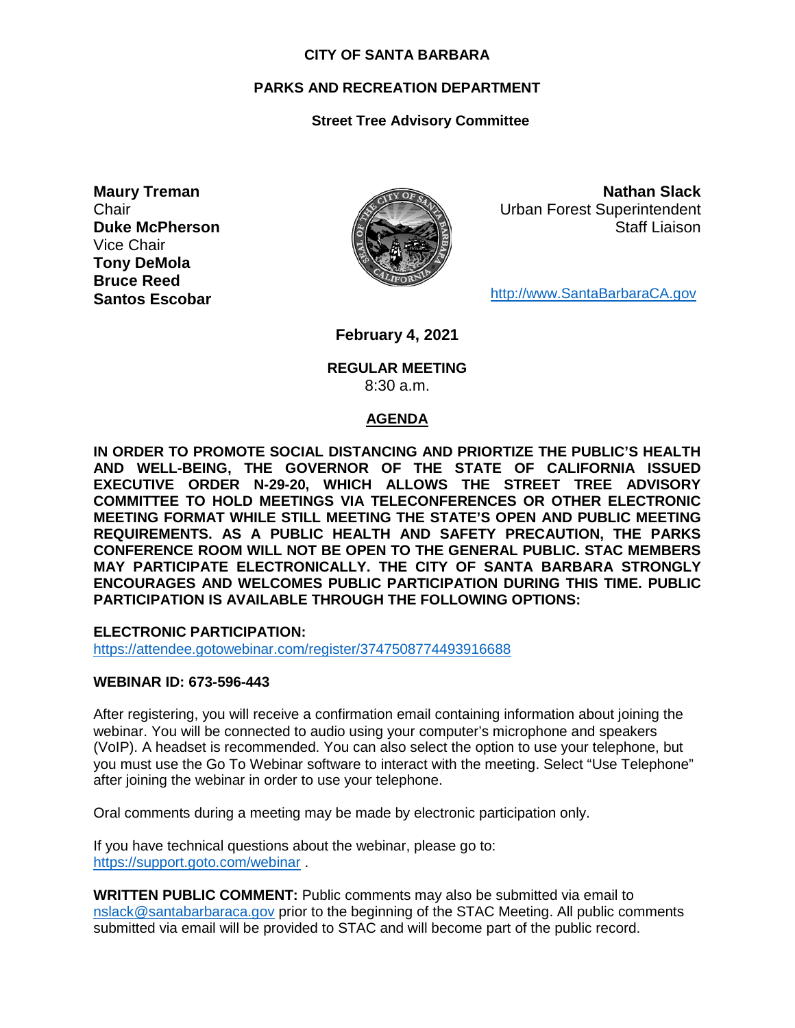# CITY OF SANTA BARBARA

## PARKS AND RECREATION DEPARTMENT

### Street Tree Advisory Committee

**Maury Treman**
Chair
**Duke McPherson**
Vice Chair
**Tony DeMola**
**Bruce Reed**
**Santos Escobar**

**Nathan Slack**
Urban Forest Superintendent
Staff Liaison

http://www.SantaBarbaraCA.gov

**February 4, 2021**

**REGULAR MEETING**
8:30 a.m.

**AGENDA**

**IN ORDER TO PROMOTE SOCIAL DISTANCING AND PRIORTIZE THE PUBLIC'S HEALTH AND WELL-BEING, THE GOVERNOR OF THE STATE OF CALIFORNIA ISSUED EXECUTIVE ORDER N-29-20, WHICH ALLOWS THE STREET TREE ADVISORY COMMITTEE TO HOLD MEETINGS VIA TELECONFERENCES OR OTHER ELECTRONIC MEETING FORMAT WHILE STILL MEETING THE STATE'S OPEN AND PUBLIC MEETING REQUIREMENTS. AS A PUBLIC HEALTH AND SAFETY PRECAUTION, THE PARKS CONFERENCE ROOM WILL NOT BE OPEN TO THE GENERAL PUBLIC. STAC MEMBERS MAY PARTICIPATE ELECTRONICALLY. THE CITY OF SANTA BARBARA STRONGLY ENCOURAGES AND WELCOMES PUBLIC PARTICIPATION DURING THIS TIME. PUBLIC PARTICIPATION IS AVAILABLE THROUGH THE FOLLOWING OPTIONS:**

**ELECTRONIC PARTICIPATION:**
https://attendee.gotowebinar.com/register/3747508774493916688

**WEBINAR ID: 673-596-443**

After registering, you will receive a confirmation email containing information about joining the webinar. You will be connected to audio using your computer's microphone and speakers (VoIP). A headset is recommended. You can also select the option to use your telephone, but you must use the Go To Webinar software to interact with the meeting. Select "Use Telephone" after joining the webinar in order to use your telephone.

Oral comments during a meeting may be made by electronic participation only.

If you have technical questions about the webinar, please go to:
https://support.goto.com/webinar .

**WRITTEN PUBLIC COMMENT:** Public comments may also be submitted via email to nslack@santabarbaraca.gov prior to the beginning of the STAC Meeting. All public comments submitted via email will be provided to STAC and will become part of the public record.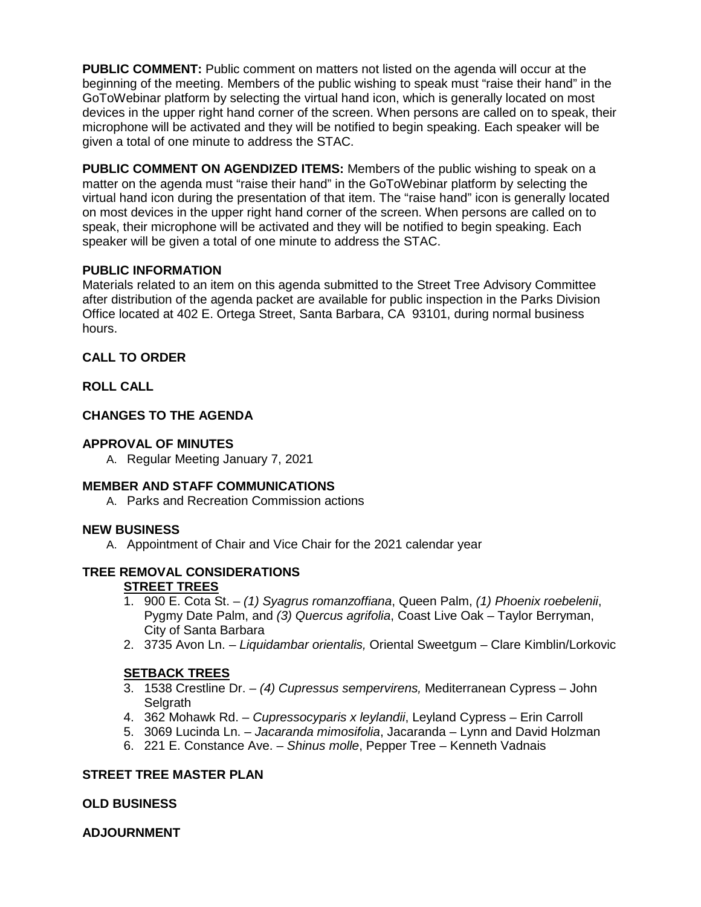**PUBLIC COMMENT:** Public comment on matters not listed on the agenda will occur at the beginning of the meeting. Members of the public wishing to speak must "raise their hand" in the GoToWebinar platform by selecting the virtual hand icon, which is generally located on most devices in the upper right hand corner of the screen. When persons are called on to speak, their microphone will be activated and they will be notified to begin speaking. Each speaker will be given a total of one minute to address the STAC.

**PUBLIC COMMENT ON AGENDIZED ITEMS:** Members of the public wishing to speak on a matter on the agenda must "raise their hand" in the GoToWebinar platform by selecting the virtual hand icon during the presentation of that item. The "raise hand" icon is generally located on most devices in the upper right hand corner of the screen. When persons are called on to speak, their microphone will be activated and they will be notified to begin speaking. Each speaker will be given a total of one minute to address the STAC.

**PUBLIC INFORMATION**

Materials related to an item on this agenda submitted to the Street Tree Advisory Committee after distribution of the agenda packet are available for public inspection in the Parks Division Office located at 402 E. Ortega Street, Santa Barbara, CA 93101, during normal business hours.

**CALL TO ORDER**

**ROLL CALL**

**CHANGES TO THE AGENDA**

**APPROVAL OF MINUTES**

A. Regular Meeting January 7, 2021

**MEMBER AND STAFF COMMUNICATIONS**

A. Parks and Recreation Commission actions

**NEW BUSINESS**

A. Appointment of Chair and Vice Chair for the 2021 calendar year

**TREE REMOVAL CONSIDERATIONS**

**STREET TREES**

1. 900 E. Cota St. – *(1) Syagrus romanzoffiana*, Queen Palm, *(1) Phoenix roebelenii*, Pygmy Date Palm, and *(3) Quercus agrifolia*, Coast Live Oak – Taylor Berryman, City of Santa Barbara
2. 3735 Avon Ln. – *Liquidambar orientalis,* Oriental Sweetgum – Clare Kimblin/Lorkovic

**SETBACK TREES**

3. 1538 Crestline Dr. – *(4) Cupressus sempervirens,* Mediterranean Cypress – John Selgrath
4. 362 Mohawk Rd. – *Cupressocyparis x leylandii*, Leyland Cypress – Erin Carroll
5. 3069 Lucinda Ln. – *Jacaranda mimosifolia*, Jacaranda – Lynn and David Holzman
6. 221 E. Constance Ave. – *Shinus molle*, Pepper Tree – Kenneth Vadnais

**STREET TREE MASTER PLAN**

**OLD BUSINESS**

**ADJOURNMENT**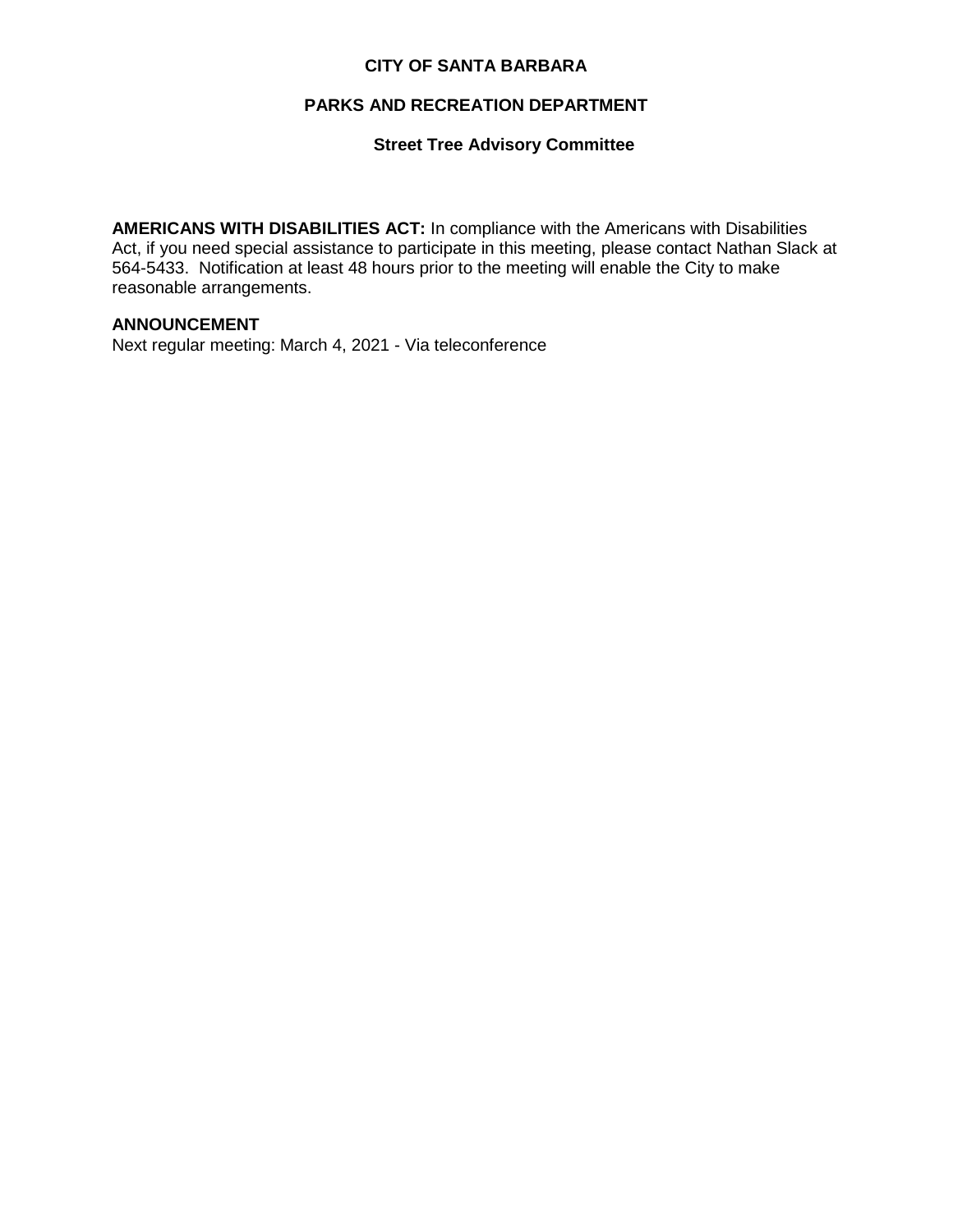**CITY OF SANTA BARBARA**

**PARKS AND RECREATION DEPARTMENT**

**Street Tree Advisory Committee**

**AMERICANS WITH DISABILITIES ACT:** In compliance with the Americans with Disabilities Act, if you need special assistance to participate in this meeting, please contact Nathan Slack at 564-5433. Notification at least 48 hours prior to the meeting will enable the City to make reasonable arrangements.

**ANNOUNCEMENT**

Next regular meeting: March 4, 2021 - Via teleconference